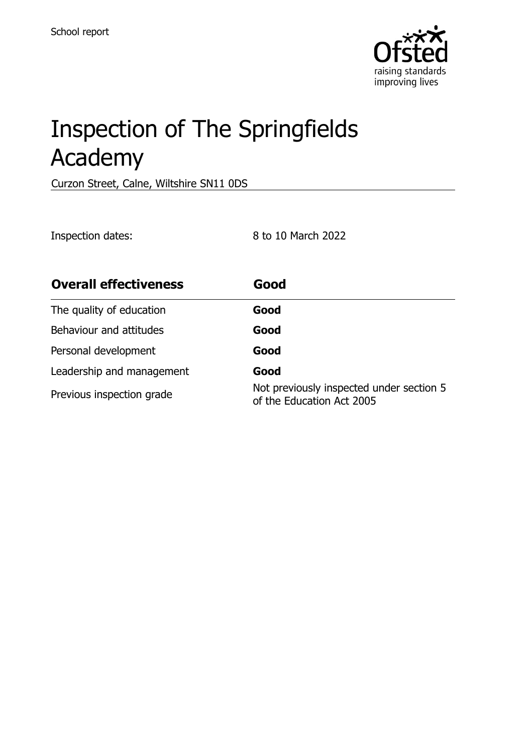School report

# Inspection of The Springfields Academy

Curzon Street, Calne, Wiltshire SN11 0DS

Inspection dates: 8 to 10 March 2022

| **Overall effectiveness** | **Good** |
|---|---|
| The quality of education | **Good** |
| Behaviour and attitudes | **Good** |
| Personal development | **Good** |
| Leadership and management | **Good** |
| Previous inspection grade | Not previously inspected under section 5 of the Education Act 2005 |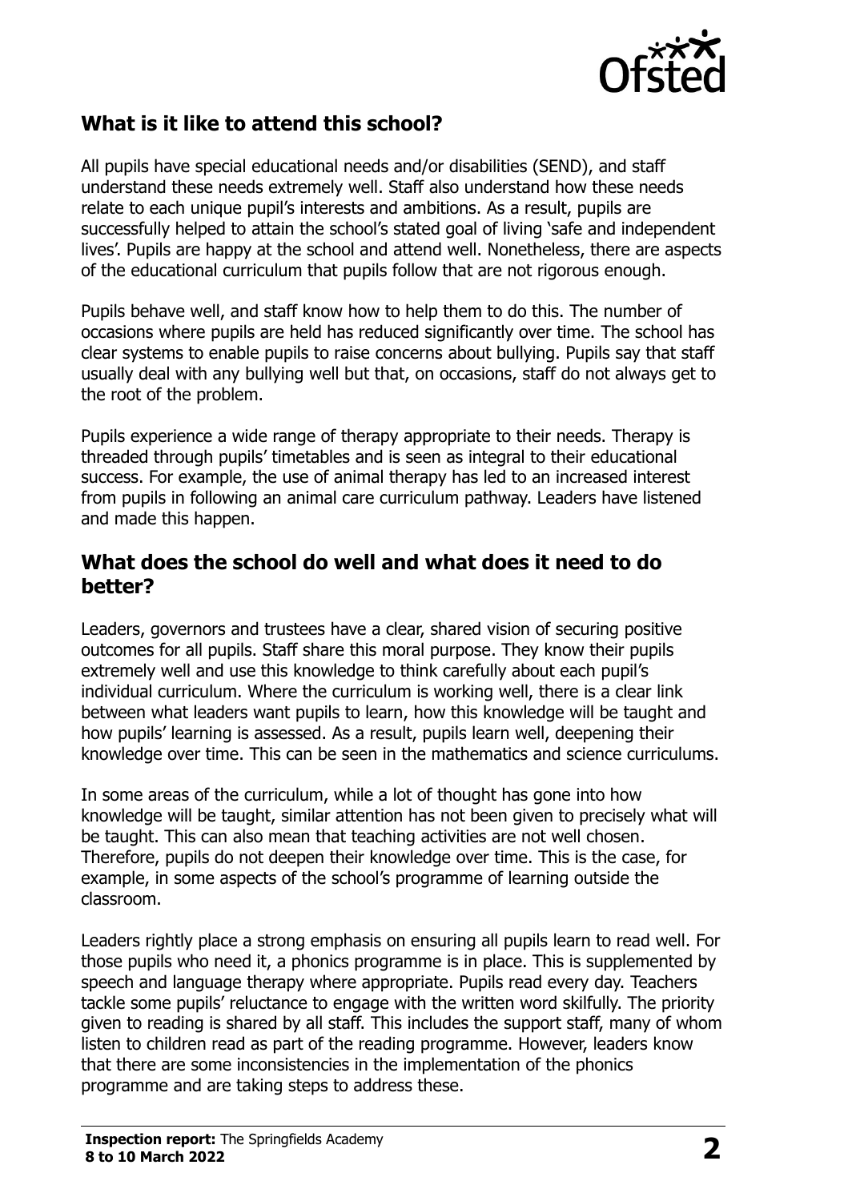## What is it like to attend this school?

All pupils have special educational needs and/or disabilities (SEND), and staff understand these needs extremely well. Staff also understand how these needs relate to each unique pupil's interests and ambitions. As a result, pupils are successfully helped to attain the school's stated goal of living 'safe and independent lives'. Pupils are happy at the school and attend well. Nonetheless, there are aspects of the educational curriculum that pupils follow that are not rigorous enough.

Pupils behave well, and staff know how to help them to do this. The number of occasions where pupils are held has reduced significantly over time. The school has clear systems to enable pupils to raise concerns about bullying. Pupils say that staff usually deal with any bullying well but that, on occasions, staff do not always get to the root of the problem.

Pupils experience a wide range of therapy appropriate to their needs. Therapy is threaded through pupils' timetables and is seen as integral to their educational success. For example, the use of animal therapy has led to an increased interest from pupils in following an animal care curriculum pathway. Leaders have listened and made this happen.

## What does the school do well and what does it need to do better?

Leaders, governors and trustees have a clear, shared vision of securing positive outcomes for all pupils. Staff share this moral purpose. They know their pupils extremely well and use this knowledge to think carefully about each pupil's individual curriculum. Where the curriculum is working well, there is a clear link between what leaders want pupils to learn, how this knowledge will be taught and how pupils' learning is assessed. As a result, pupils learn well, deepening their knowledge over time. This can be seen in the mathematics and science curriculums.

In some areas of the curriculum, while a lot of thought has gone into how knowledge will be taught, similar attention has not been given to precisely what will be taught. This can also mean that teaching activities are not well chosen. Therefore, pupils do not deepen their knowledge over time. This is the case, for example, in some aspects of the school's programme of learning outside the classroom.

Leaders rightly place a strong emphasis on ensuring all pupils learn to read well. For those pupils who need it, a phonics programme is in place. This is supplemented by speech and language therapy where appropriate. Pupils read every day. Teachers tackle some pupils' reluctance to engage with the written word skilfully. The priority given to reading is shared by all staff. This includes the support staff, many of whom listen to children read as part of the reading programme. However, leaders know that there are some inconsistencies in the implementation of the phonics programme and are taking steps to address these.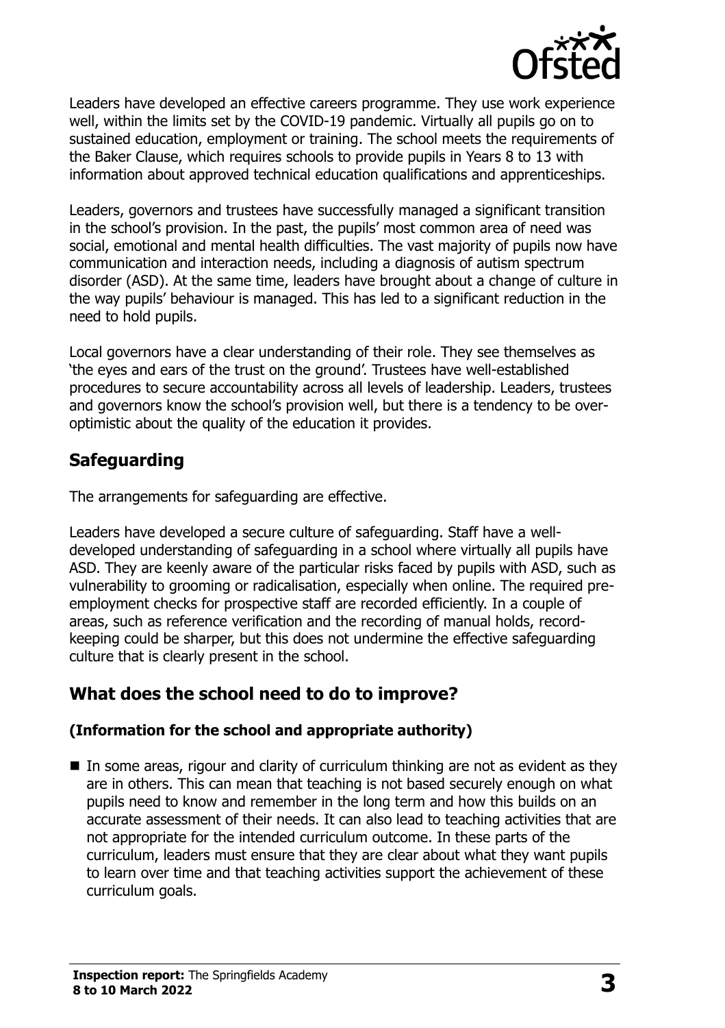Leaders have developed an effective careers programme. They use work experience well, within the limits set by the COVID-19 pandemic. Virtually all pupils go on to sustained education, employment or training. The school meets the requirements of the Baker Clause, which requires schools to provide pupils in Years 8 to 13 with information about approved technical education qualifications and apprenticeships.

Leaders, governors and trustees have successfully managed a significant transition in the school's provision. In the past, the pupils' most common area of need was social, emotional and mental health difficulties. The vast majority of pupils now have communication and interaction needs, including a diagnosis of autism spectrum disorder (ASD). At the same time, leaders have brought about a change of culture in the way pupils' behaviour is managed. This has led to a significant reduction in the need to hold pupils.

Local governors have a clear understanding of their role. They see themselves as 'the eyes and ears of the trust on the ground'. Trustees have well-established procedures to secure accountability across all levels of leadership. Leaders, trustees and governors know the school's provision well, but there is a tendency to be over-optimistic about the quality of the education it provides.

## Safeguarding

The arrangements for safeguarding are effective.

Leaders have developed a secure culture of safeguarding. Staff have a well-developed understanding of safeguarding in a school where virtually all pupils have ASD. They are keenly aware of the particular risks faced by pupils with ASD, such as vulnerability to grooming or radicalisation, especially when online. The required pre-employment checks for prospective staff are recorded efficiently. In a couple of areas, such as reference verification and the recording of manual holds, record-keeping could be sharper, but this does not undermine the effective safeguarding culture that is clearly present in the school.

## What does the school need to do to improve?

### (Information for the school and appropriate authority)

- In some areas, rigour and clarity of curriculum thinking are not as evident as they are in others. This can mean that teaching is not based securely enough on what pupils need to know and remember in the long term and how this builds on an accurate assessment of their needs. It can also lead to teaching activities that are not appropriate for the intended curriculum outcome. In these parts of the curriculum, leaders must ensure that they are clear about what they want pupils to learn over time and that teaching activities support the achievement of these curriculum goals.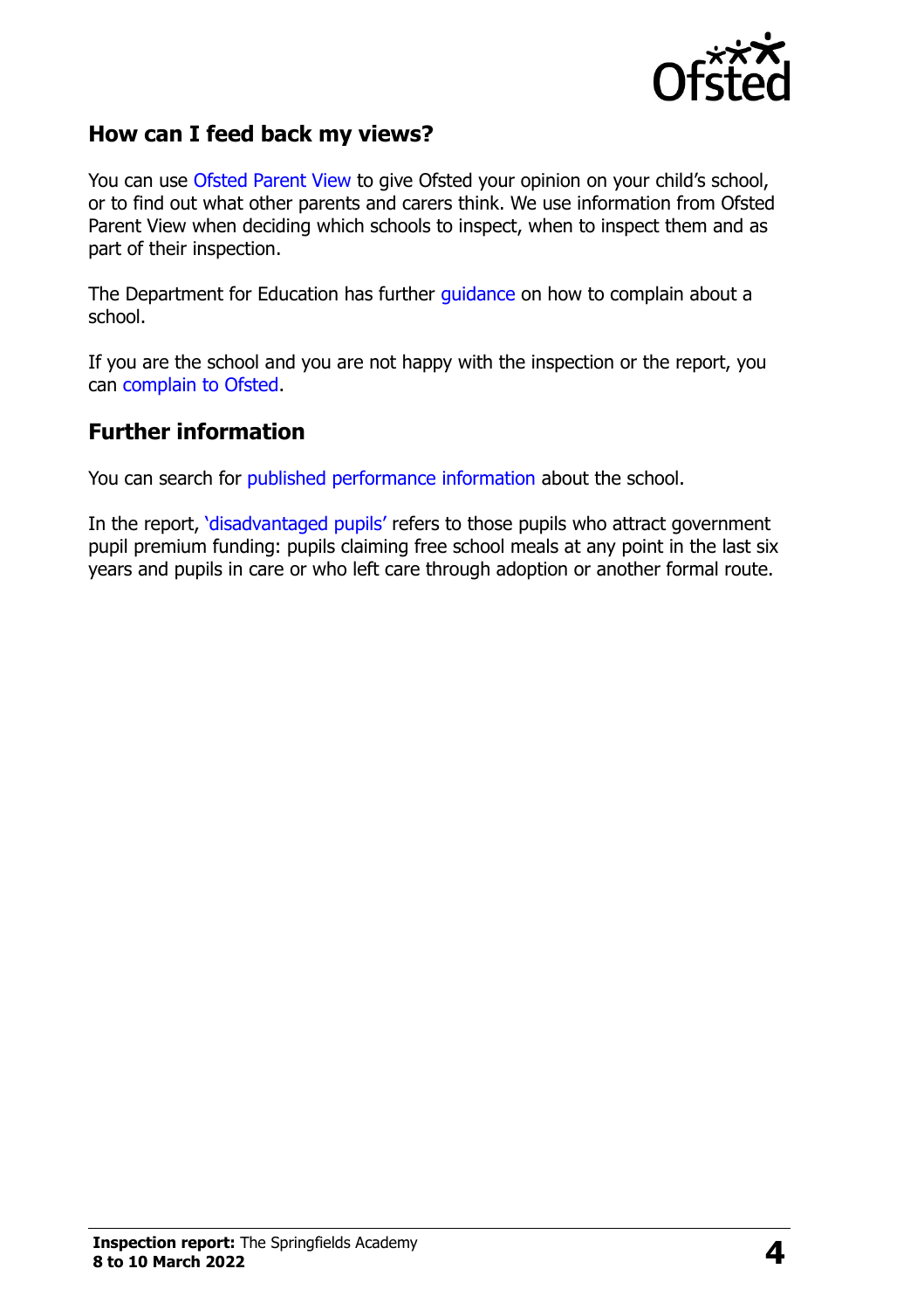## How can I feed back my views?

You can use Ofsted Parent View to give Ofsted your opinion on your child's school, or to find out what other parents and carers think. We use information from Ofsted Parent View when deciding which schools to inspect, when to inspect them and as part of their inspection.

The Department for Education has further guidance on how to complain about a school.

If you are the school and you are not happy with the inspection or the report, you can complain to Ofsted.

## Further information

You can search for published performance information about the school.

In the report, 'disadvantaged pupils' refers to those pupils who attract government pupil premium funding: pupils claiming free school meals at any point in the last six years and pupils in care or who left care through adoption or another formal route.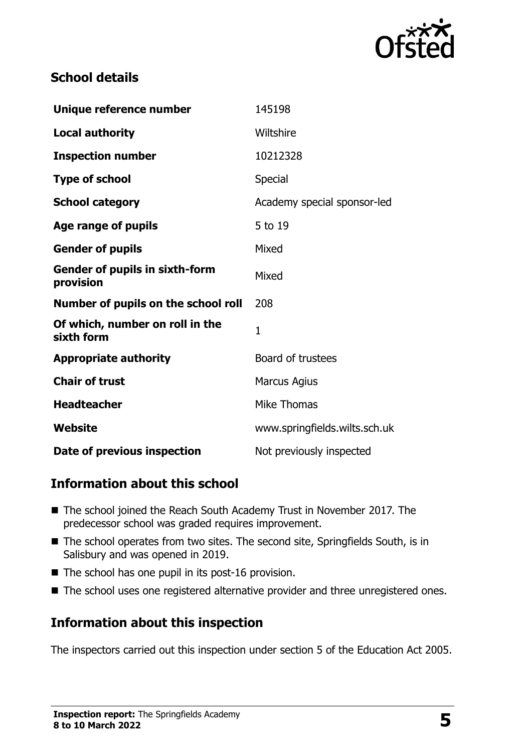## School details

| | |
|---|---|
| **Unique reference number** | 145198 |
| **Local authority** | Wiltshire |
| **Inspection number** | 10212328 |
| **Type of school** | Special |
| **School category** | Academy special sponsor-led |
| **Age range of pupils** | 5 to 19 |
| **Gender of pupils** | Mixed |
| **Gender of pupils in sixth-form provision** | Mixed |
| **Number of pupils on the school roll** | 208 |
| **Of which, number on roll in the sixth form** | 1 |
| **Appropriate authority** | Board of trustees |
| **Chair of trust** | Marcus Agius |
| **Headteacher** | Mike Thomas |
| **Website** | www.springfields.wilts.sch.uk |
| **Date of previous inspection** | Not previously inspected |

## Information about this school

- The school joined the Reach South Academy Trust in November 2017. The predecessor school was graded requires improvement.
- The school operates from two sites. The second site, Springfields South, is in Salisbury and was opened in 2019.
- The school has one pupil in its post-16 provision.
- The school uses one registered alternative provider and three unregistered ones.

## Information about this inspection

The inspectors carried out this inspection under section 5 of the Education Act 2005.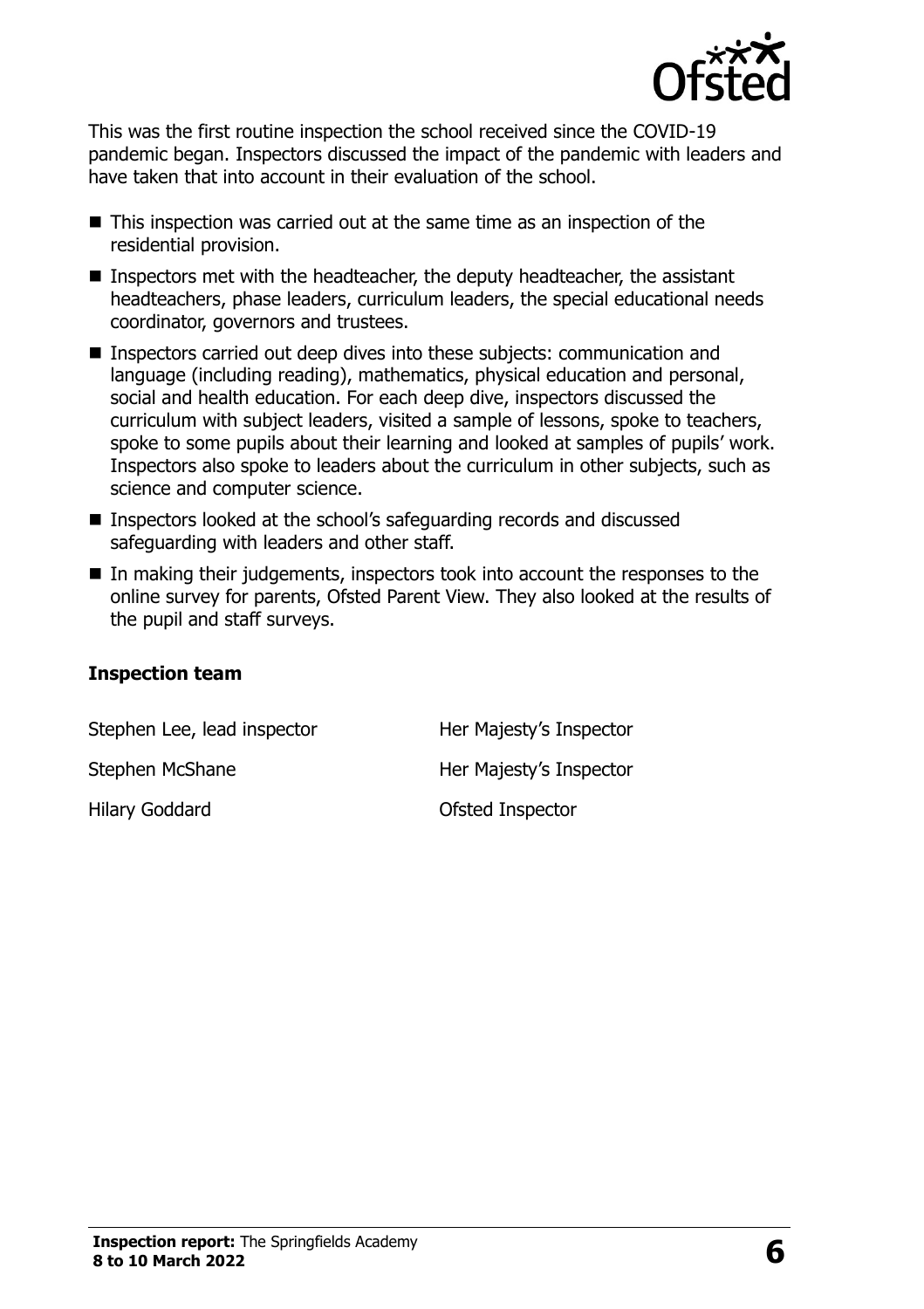This was the first routine inspection the school received since the COVID-19 pandemic began. Inspectors discussed the impact of the pandemic with leaders and have taken that into account in their evaluation of the school.

- This inspection was carried out at the same time as an inspection of the residential provision.
- Inspectors met with the headteacher, the deputy headteacher, the assistant headteachers, phase leaders, curriculum leaders, the special educational needs coordinator, governors and trustees.
- Inspectors carried out deep dives into these subjects: communication and language (including reading), mathematics, physical education and personal, social and health education. For each deep dive, inspectors discussed the curriculum with subject leaders, visited a sample of lessons, spoke to teachers, spoke to some pupils about their learning and looked at samples of pupils' work. Inspectors also spoke to leaders about the curriculum in other subjects, such as science and computer science.
- Inspectors looked at the school's safeguarding records and discussed safeguarding with leaders and other staff.
- In making their judgements, inspectors took into account the responses to the online survey for parents, Ofsted Parent View. They also looked at the results of the pupil and staff surveys.

### Inspection team

| | |
|---|---|
| Stephen Lee, lead inspector | Her Majesty's Inspector |
| Stephen McShane | Her Majesty's Inspector |
| Hilary Goddard | Ofsted Inspector |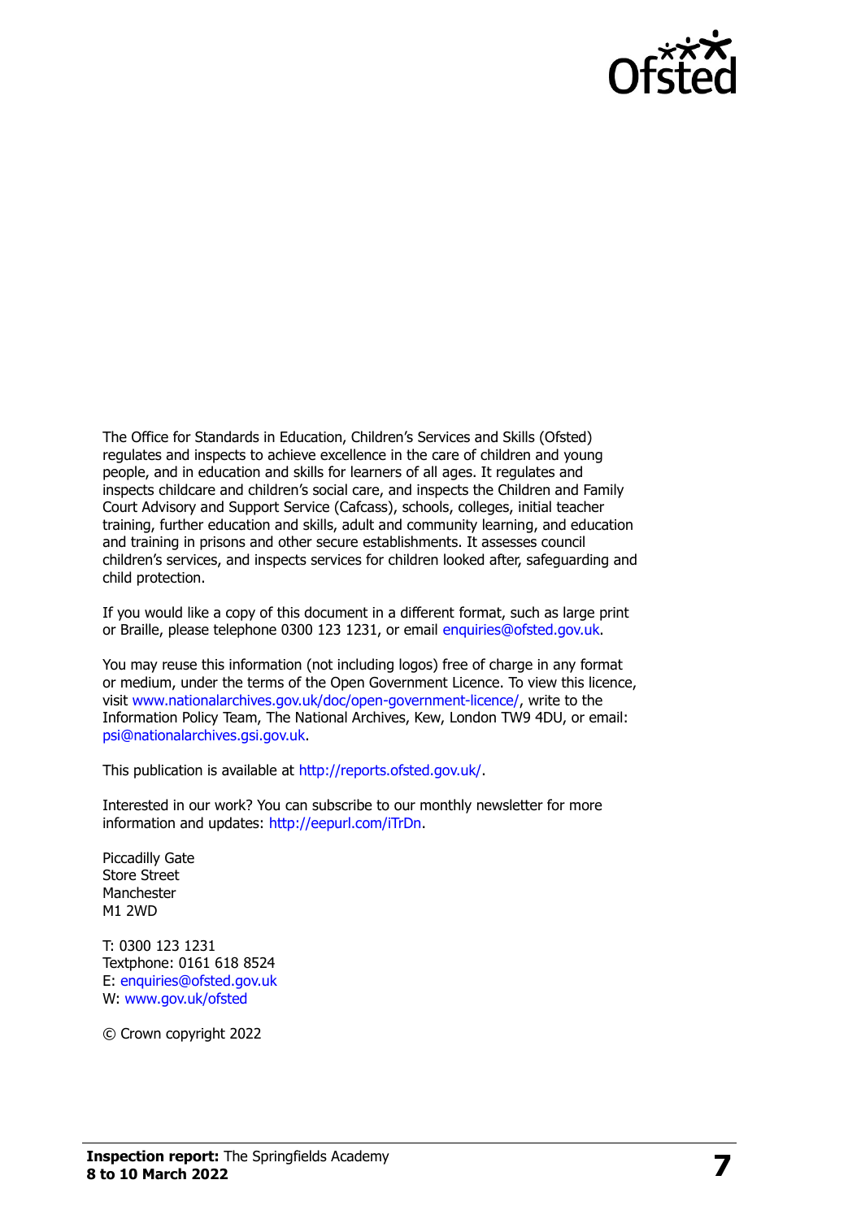The Office for Standards in Education, Children's Services and Skills (Ofsted) regulates and inspects to achieve excellence in the care of children and young people, and in education and skills for learners of all ages. It regulates and inspects childcare and children's social care, and inspects the Children and Family Court Advisory and Support Service (Cafcass), schools, colleges, initial teacher training, further education and skills, adult and community learning, and education and training in prisons and other secure establishments. It assesses council children's services, and inspects services for children looked after, safeguarding and child protection.

If you would like a copy of this document in a different format, such as large print or Braille, please telephone 0300 123 1231, or email enquiries@ofsted.gov.uk.

You may reuse this information (not including logos) free of charge in any format or medium, under the terms of the Open Government Licence. To view this licence, visit www.nationalarchives.gov.uk/doc/open-government-licence/, write to the Information Policy Team, The National Archives, Kew, London TW9 4DU, or email: psi@nationalarchives.gsi.gov.uk.

This publication is available at http://reports.ofsted.gov.uk/.

Interested in our work? You can subscribe to our monthly newsletter for more information and updates: http://eepurl.com/iTrDn.

Piccadilly Gate  
Store Street  
Manchester  
M1 2WD

T: 0300 123 1231  
Textphone: 0161 618 8524  
E: enquiries@ofsted.gov.uk  
W: www.gov.uk/ofsted

© Crown copyright 2022